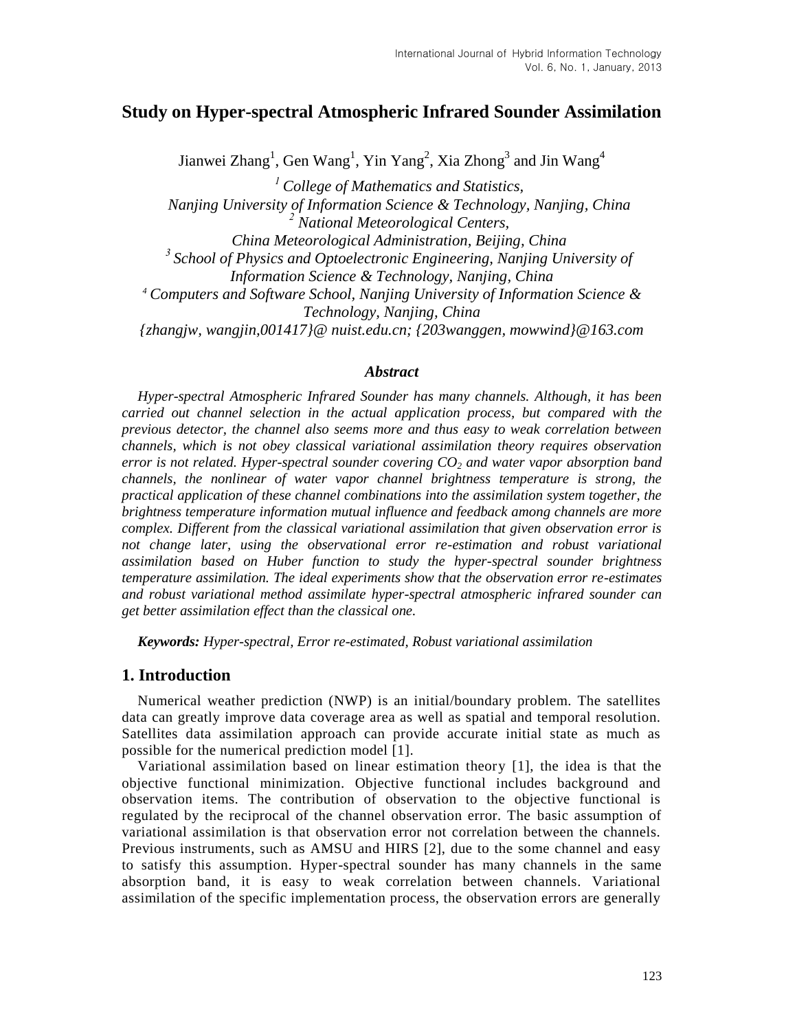# Study on Hyper-spectral Atmospheric Infrared Sounder Assimilation

Jianwei Zhang[1], Gen Wang[1], Yin Yang[2], Xia Zhong[3] and Jin Wang[4]

[1] *College of Mathematics and Statistics, Nanjing University of Information Science & Technology, Nanjing, China*
[2] *National Meteorological Centers, China Meteorological Administration, Beijing, China*
[3] *School of Physics and Optoelectronic Engineering, Nanjing University of Information Science & Technology, Nanjing, China*
[4] *Computers and Software School, Nanjing University of Information Science & Technology, Nanjing, China*
*{zhangjw, wangjin,001417}@ nuist.edu.cn; {203wanggen, mowwind}@163.com*

### *Abstract*

*Hyper-spectral Atmospheric Infrared Sounder has many channels. Although, it has been carried out channel selection in the actual application process, but compared with the previous detector, the channel also seems more and thus easy to weak correlation between channels, which is not obey classical variational assimilation theory requires observation error is not related. Hyper-spectral sounder covering $CO_2$ and water vapor absorption band channels, the nonlinear of water vapor channel brightness temperature is strong, the practical application of these channel combinations into the assimilation system together, the brightness temperature information mutual influence and feedback among channels are more complex. Different from the classical variational assimilation that given observation error is not change later, using the observational error re-estimation and robust variational assimilation based on Huber function to study the hyper-spectral sounder brightness temperature assimilation. The ideal experiments show that the observation error re-estimates and robust variational method assimilate hyper-spectral atmospheric infrared sounder can get better assimilation effect than the classical one.*

***Keywords:*** *Hyper-spectral, Error re-estimated, Robust variational assimilation*

## 1. Introduction

Numerical weather prediction (NWP) is an initial/boundary problem. The satellites data can greatly improve data coverage area as well as spatial and temporal resolution. Satellites data assimilation approach can provide accurate initial state as much as possible for the numerical prediction model [1].

Variational assimilation based on linear estimation theory [1], the idea is that the objective functional minimization. Objective functional includes background and observation items. The contribution of observation to the objective functional is regulated by the reciprocal of the channel observation error. The basic assumption of variational assimilation is that observation error not correlation between the channels. Previous instruments, such as AMSU and HIRS [2], due to the some channel and easy to satisfy this assumption. Hyper-spectral sounder has many channels in the same absorption band, it is easy to weak correlation between channels. Variational assimilation of the specific implementation process, the observation errors are generally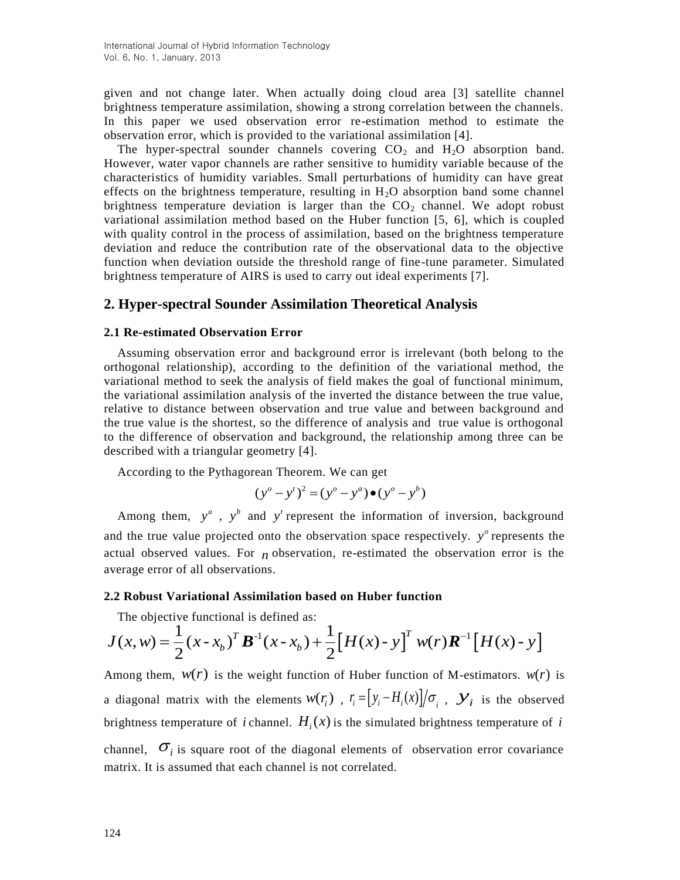given and not change later. When actually doing cloud area [3] satellite channel brightness temperature assimilation, showing a strong correlation between the channels. In this paper we used observation error re-estimation method to estimate the observation error, which is provided to the variational assimilation [4].

The hyper-spectral sounder channels covering $CO_2$ and $H_2O$ absorption band. However, water vapor channels are rather sensitive to humidity variable because of the characteristics of humidity variables. Small perturbations of humidity can have great effects on the brightness temperature, resulting in $H_2O$ absorption band some channel brightness temperature deviation is larger than the $CO_2$ channel. We adopt robust variational assimilation method based on the Huber function [5, 6], which is coupled with quality control in the process of assimilation, based on the brightness temperature deviation and reduce the contribution rate of the observational data to the objective function when deviation outside the threshold range of fine-tune parameter. Simulated brightness temperature of AIRS is used to carry out ideal experiments [7].

## 2. Hyper-spectral Sounder Assimilation Theoretical Analysis

### 2.1 Re-estimated Observation Error

Assuming observation error and background error is irrelevant (both belong to the orthogonal relationship), according to the definition of the variational method, the variational method to seek the analysis of field makes the goal of functional minimum, the variational assimilation analysis of the inverted the distance between the true value, relative to distance between observation and true value and between background and the true value is the shortest, so the difference of analysis and true value is orthogonal to the difference of observation and background, the relationship among three can be described with a triangular geometry [4].

According to the Pythagorean Theorem. We can get

$$(y^o - y^t)^2 = (y^o - y^a) \bullet (y^o - y^b)$$

Among them, $y^a$ , $y^b$ and $y^t$ represent the information of inversion, background and the true value projected onto the observation space respectively. $y^o$ represents the actual observed values. For $n$ observation, re-estimated the observation error is the average error of all observations.

### 2.2 Robust Variational Assimilation based on Huber function

The objective functional is defined as:

$$J(x,w) = \frac{1}{2}(x - x_b)^T \boldsymbol{B}^{-1}(x - x_b) + \frac{1}{2}\left[H(x) - y\right]^T w(r)\boldsymbol{R}^{-1}\left[H(x) - y\right]$$

Among them, $w(r)$ is the weight function of Huber function of M-estimators. $w(r)$ is a diagonal matrix with the elements $w(r_i)$ , $r_i = \left[y_i - H_i(x)\right]/\sigma_i$ , $y_i$ is the observed brightness temperature of $i$ channel. $H_i(x)$ is the simulated brightness temperature of $i$ channel, $\sigma_i$ is square root of the diagonal elements of observation error covariance matrix. It is assumed that each channel is not correlated.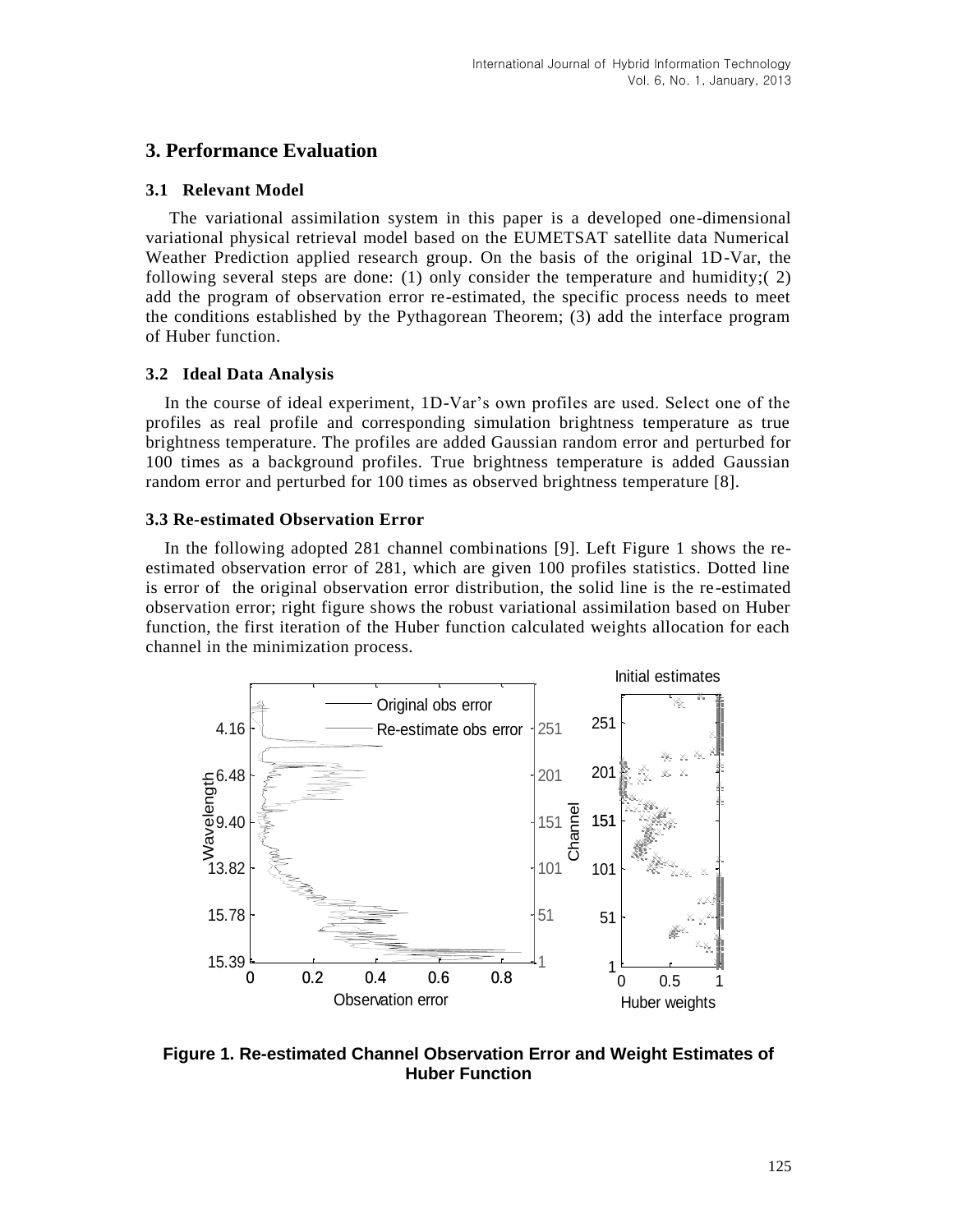## 3. Performance Evaluation

### 3.1 Relevant Model

The variational assimilation system in this paper is a developed one-dimensional variational physical retrieval model based on the EUMETSAT satellite data Numerical Weather Prediction applied research group. On the basis of the original 1D-Var, the following several steps are done: (1) only consider the temperature and humidity;( 2) add the program of observation error re-estimated, the specific process needs to meet the conditions established by the Pythagorean Theorem; (3) add the interface program of Huber function.

### 3.2 Ideal Data Analysis

In the course of ideal experiment, 1D-Var's own profiles are used. Select one of the profiles as real profile and corresponding simulation brightness temperature as true brightness temperature. The profiles are added Gaussian random error and perturbed for 100 times as a background profiles. True brightness temperature is added Gaussian random error and perturbed for 100 times as observed brightness temperature [8].

### 3.3 Re-estimated Observation Error

In the following adopted 281 channel combinations [9]. Left Figure 1 shows the re-estimated observation error of 281, which are given 100 profiles statistics. Dotted line is error of the original observation error distribution, the solid line is the re-estimated observation error; right figure shows the robust variational assimilation based on Huber function, the first iteration of the Huber function calculated weights allocation for each channel in the minimization process.

Original obs error
Re-estimate obs error
Wavelength
4.16
6.48
9.40
13.82
15.78
15.39
0 0.2 0.4 0.6 0.8
Observation error
251
201
151
101
51
1
Channel

Initial estimates
251
201
151
101
51
1
0 0.5 1
Huber weights

**Figure 1. Re-estimated Channel Observation Error and Weight Estimates of Huber Function**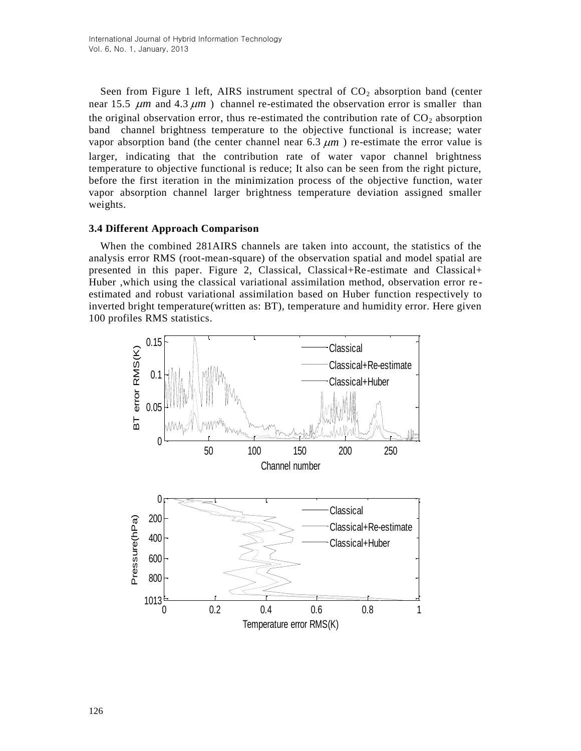Seen from Figure 1 left, AIRS instrument spectral of $CO_2$ absorption band (center near 15.5 $\mu m$ and 4.3 $\mu m$ ) channel re-estimated the observation error is smaller than the original observation error, thus re-estimated the contribution rate of $CO_2$ absorption band channel brightness temperature to the objective functional is increase; water vapor absorption band (the center channel near 6.3 $\mu m$ ) re-estimate the error value is larger, indicating that the contribution rate of water vapor channel brightness temperature to objective functional is reduce; It also can be seen from the right picture, before the first iteration in the minimization process of the objective function, water vapor absorption channel larger brightness temperature deviation assigned smaller weights.

### 3.4 Different Approach Comparison

When the combined 281AIRS channels are taken into account, the statistics of the analysis error RMS (root-mean-square) of the observation spatial and model spatial are presented in this paper. Figure 2, Classical, Classical+Re-estimate and Classical+ Huber ,which using the classical variational assimilation method, observation error re-estimated and robust variational assimilation based on Huber function respectively to inverted bright temperature(written as: BT), temperature and humidity error. Here given 100 profiles RMS statistics.

BT error RMS(K)
0.15
0.1
0.05
0
50
100
150
200
250
Channel number
Classical
Classical+Re-estimate
Classical+Huber

Pressure(hPa)
0
200
400
600
800
1013
0
0.2
0.4
0.6
0.8
1
Temperature error RMS(K)
Classical
Classical+Re-estimate
Classical+Huber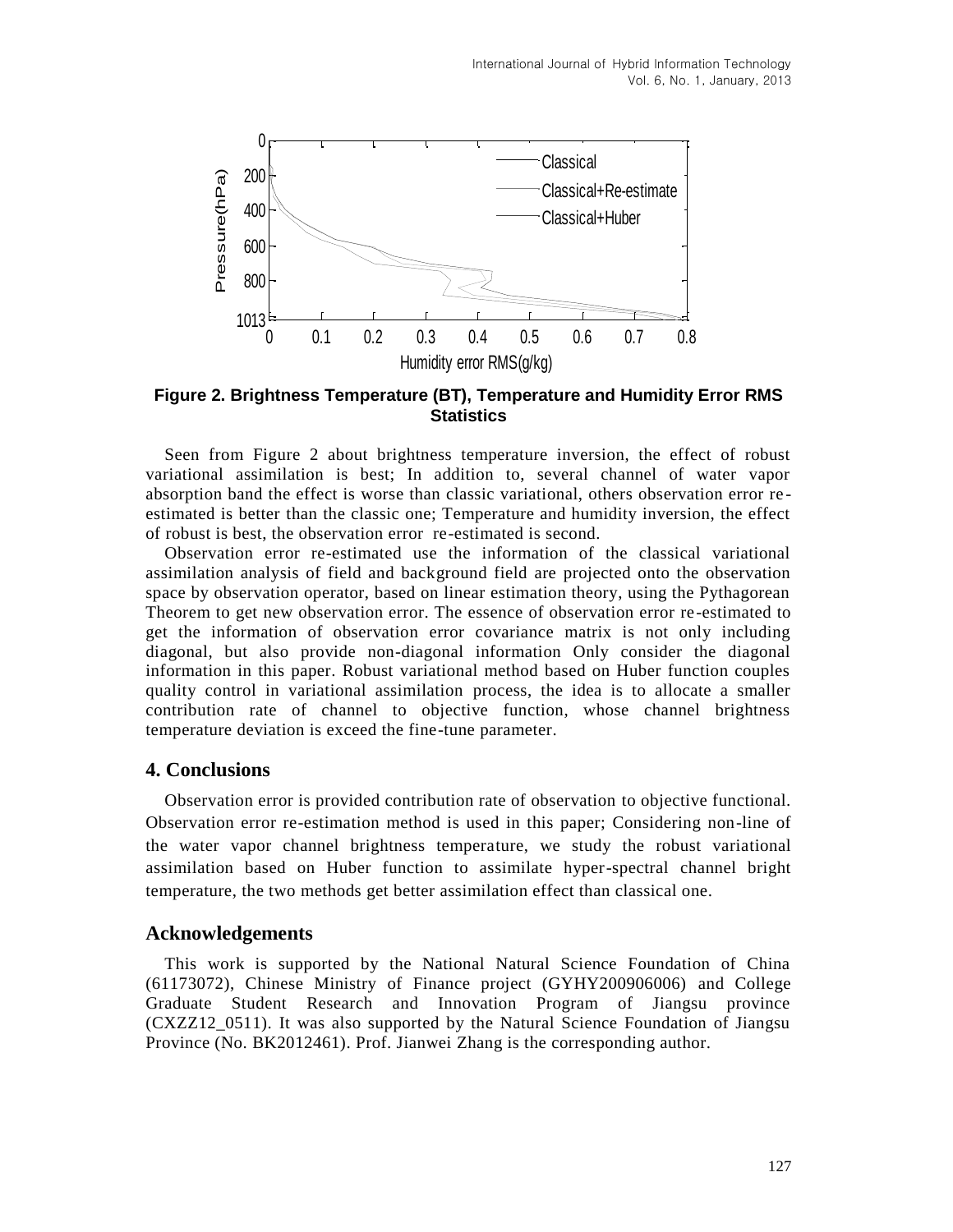0
200
400
600
800
1013
Pressure(hPa)
0 0.1 0.2 0.3 0.4 0.5 0.6 0.7 0.8
Humidity error RMS(g/kg)
Classical
Classical+Re-estimate
Classical+Huber

**Figure 2. Brightness Temperature (BT), Temperature and Humidity Error RMS Statistics**

Seen from Figure 2 about brightness temperature inversion, the effect of robust variational assimilation is best; In addition to, several channel of water vapor absorption band the effect is worse than classic variational, others observation error re-estimated is better than the classic one; Temperature and humidity inversion, the effect of robust is best, the observation error re-estimated is second.

Observation error re-estimated use the information of the classical variational assimilation analysis of field and background field are projected onto the observation space by observation operator, based on linear estimation theory, using the Pythagorean Theorem to get new observation error. The essence of observation error re-estimated to get the information of observation error covariance matrix is not only including diagonal, but also provide non-diagonal information Only consider the diagonal information in this paper. Robust variational method based on Huber function couples quality control in variational assimilation process, the idea is to allocate a smaller contribution rate of channel to objective function, whose channel brightness temperature deviation is exceed the fine-tune parameter.

## 4. Conclusions

Observation error is provided contribution rate of observation to objective functional. Observation error re-estimation method is used in this paper; Considering non-line of the water vapor channel brightness temperature, we study the robust variational assimilation based on Huber function to assimilate hyper-spectral channel bright temperature, the two methods get better assimilation effect than classical one.

## Acknowledgements

This work is supported by the National Natural Science Foundation of China (61173072), Chinese Ministry of Finance project (GYHY200906006) and College Graduate Student Research and Innovation Program of Jiangsu province (CXZZ12_0511). It was also supported by the Natural Science Foundation of Jiangsu Province (No. BK2012461). Prof. Jianwei Zhang is the corresponding author.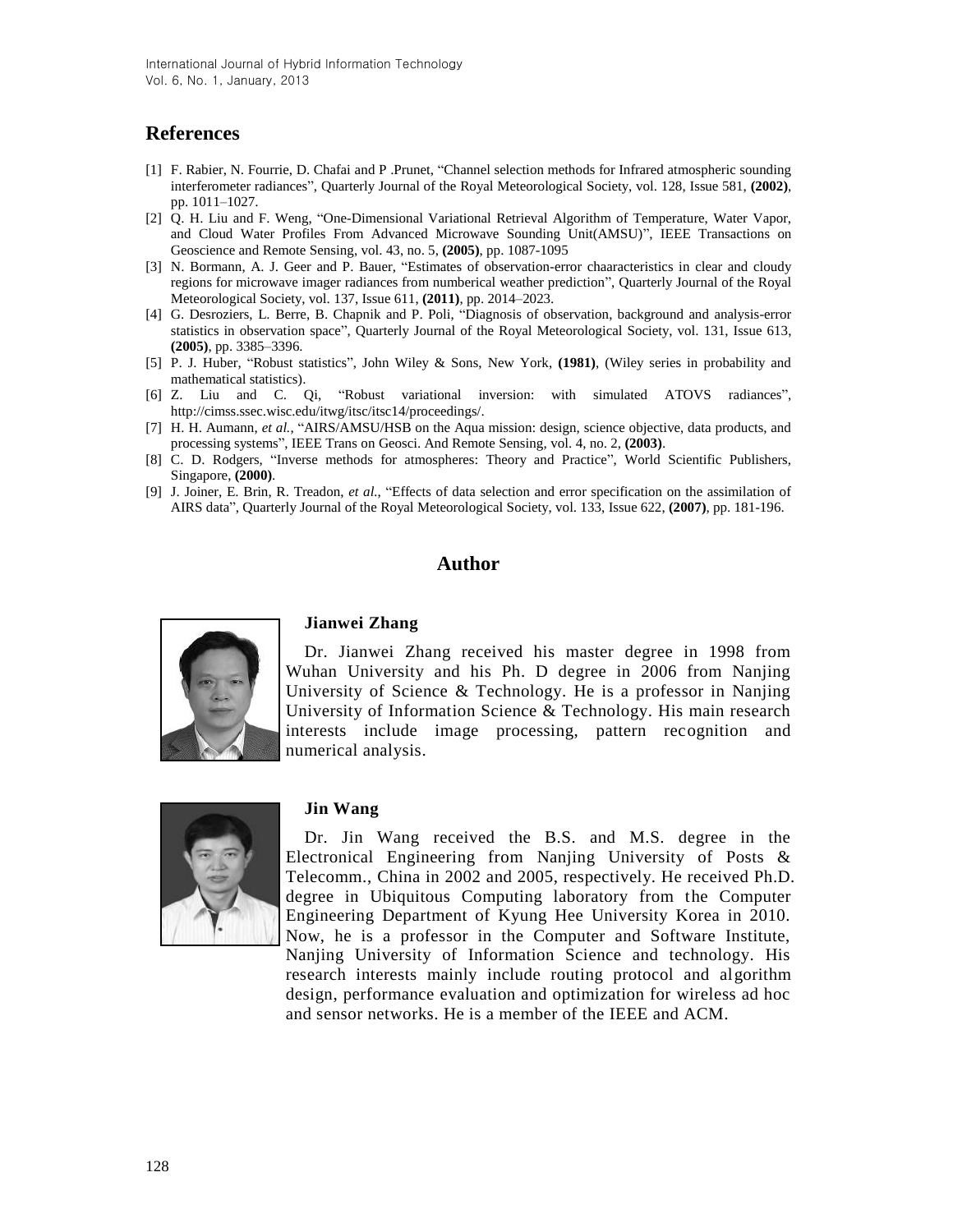## References

[1] F. Rabier, N. Fourrie, D. Chafai and P .Prunet, "Channel selection methods for Infrared atmospheric sounding interferometer radiances", Quarterly Journal of the Royal Meteorological Society, vol. 128, Issue 581, **(2002)**, pp. 1011–1027.

[2] Q. H. Liu and F. Weng, "One-Dimensional Variational Retrieval Algorithm of Temperature, Water Vapor, and Cloud Water Profiles From Advanced Microwave Sounding Unit(AMSU)", IEEE Transactions on Geoscience and Remote Sensing, vol. 43, no. 5, **(2005)**, pp. 1087-1095

[3] N. Bormann, A. J. Geer and P. Bauer, "Estimates of observation-error chaaracteristics in clear and cloudy regions for microwave imager radiances from numberical weather prediction", Quarterly Journal of the Royal Meteorological Society, vol. 137, Issue 611, **(2011)**, pp. 2014–2023.

[4] G. Desroziers, L. Berre, B. Chapnik and P. Poli, "Diagnosis of observation, background and analysis-error statistics in observation space", Quarterly Journal of the Royal Meteorological Society, vol. 131, Issue 613, **(2005)**, pp. 3385–3396.

[5] P. J. Huber, "Robust statistics", John Wiley & Sons, New York, **(1981)**, (Wiley series in probability and mathematical statistics).

[6] Z. Liu and C. Qi, "Robust variational inversion: with simulated ATOVS radiances", http://cimss.ssec.wisc.edu/itwg/itsc/itsc14/proceedings/.

[7] H. H. Aumann, *et al.*, "AIRS/AMSU/HSB on the Aqua mission: design, science objective, data products, and processing systems", IEEE Trans on Geosci. And Remote Sensing, vol. 4, no. 2, **(2003)**.

[8] C. D. Rodgers, "Inverse methods for atmospheres: Theory and Practice", World Scientific Publishers, Singapore, **(2000)**.

[9] J. Joiner, E. Brin, R. Treadon, *et al.*, "Effects of data selection and error specification on the assimilation of AIRS data", Quarterly Journal of the Royal Meteorological Society, vol. 133, Issue 622, **(2007)**, pp. 181-196.

## Author

**Jianwei Zhang**

Dr. Jianwei Zhang received his master degree in 1998 from Wuhan University and his Ph. D degree in 2006 from Nanjing University of Science & Technology. He is a professor in Nanjing University of Information Science & Technology. His main research interests include image processing, pattern recognition and numerical analysis.

**Jin Wang**

Dr. Jin Wang received the B.S. and M.S. degree in the Electronical Engineering from Nanjing University of Posts & Telecomm., China in 2002 and 2005, respectively. He received Ph.D. degree in Ubiquitous Computing laboratory from the Computer Engineering Department of Kyung Hee University Korea in 2010. Now, he is a professor in the Computer and Software Institute, Nanjing University of Information Science and technology. His research interests mainly include routing protocol and algorithm design, performance evaluation and optimization for wireless ad hoc and sensor networks. He is a member of the IEEE and ACM.